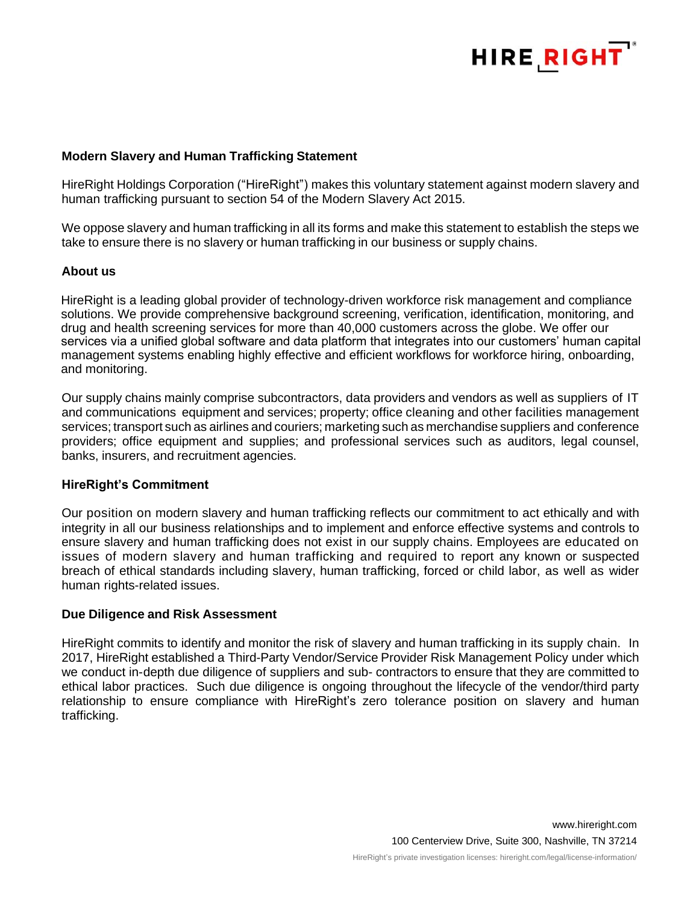## Modern Slavery and Human Trafficking Statement

HireRight Holdings Corporation ("HireRight") makes this voluntary statement against modern slavery and human trafficking pursuant to section 54 of the Modern Slavery Act 2015.

We oppose slavery and human trafficking in all its forms and make this statement to establish the steps we take to ensure there is no slavery or human trafficking in our business or supply chains.

### About us

HireRight is a leading global provider of technology-driven workforce risk management and compliance solutions. We provide comprehensive background screening, verification, identification, monitoring, and drug and health screening services for more than 40,000 customers across the globe. We offer our services via a unified global software and data platform that integrates into our customers' human capital management systems enabling highly effective and efficient workflows for workforce hiring, onboarding, and monitoring.

Our supply chains mainly comprise subcontractors, data providers and vendors as well as suppliers of IT and communications equipment and services; property; office cleaning and other facilities management services; transport such as airlines and couriers; marketing such as merchandise suppliers and conference providers; office equipment and supplies; and professional services such as auditors, legal counsel, banks, insurers, and recruitment agencies.

### HireRight's Commitment

Our position on modern slavery and human trafficking reflects our commitment to act ethically and with integrity in all our business relationships and to implement and enforce effective systems and controls to ensure slavery and human trafficking does not exist in our supply chains. Employees are educated on issues of modern slavery and human trafficking and required to report any known or suspected breach of ethical standards including slavery, human trafficking, forced or child labor, as well as wider human rights-related issues.

### Due Diligence and Risk Assessment

HireRight commits to identify and monitor the risk of slavery and human trafficking in its supply chain. In 2017, HireRight established a Third-Party Vendor/Service Provider Risk Management Policy under which we conduct in-depth due diligence of suppliers and sub- contractors to ensure that they are committed to ethical labor practices. Such due diligence is ongoing throughout the lifecycle of the vendor/third party relationship to ensure compliance with HireRight's zero tolerance position on slavery and human trafficking.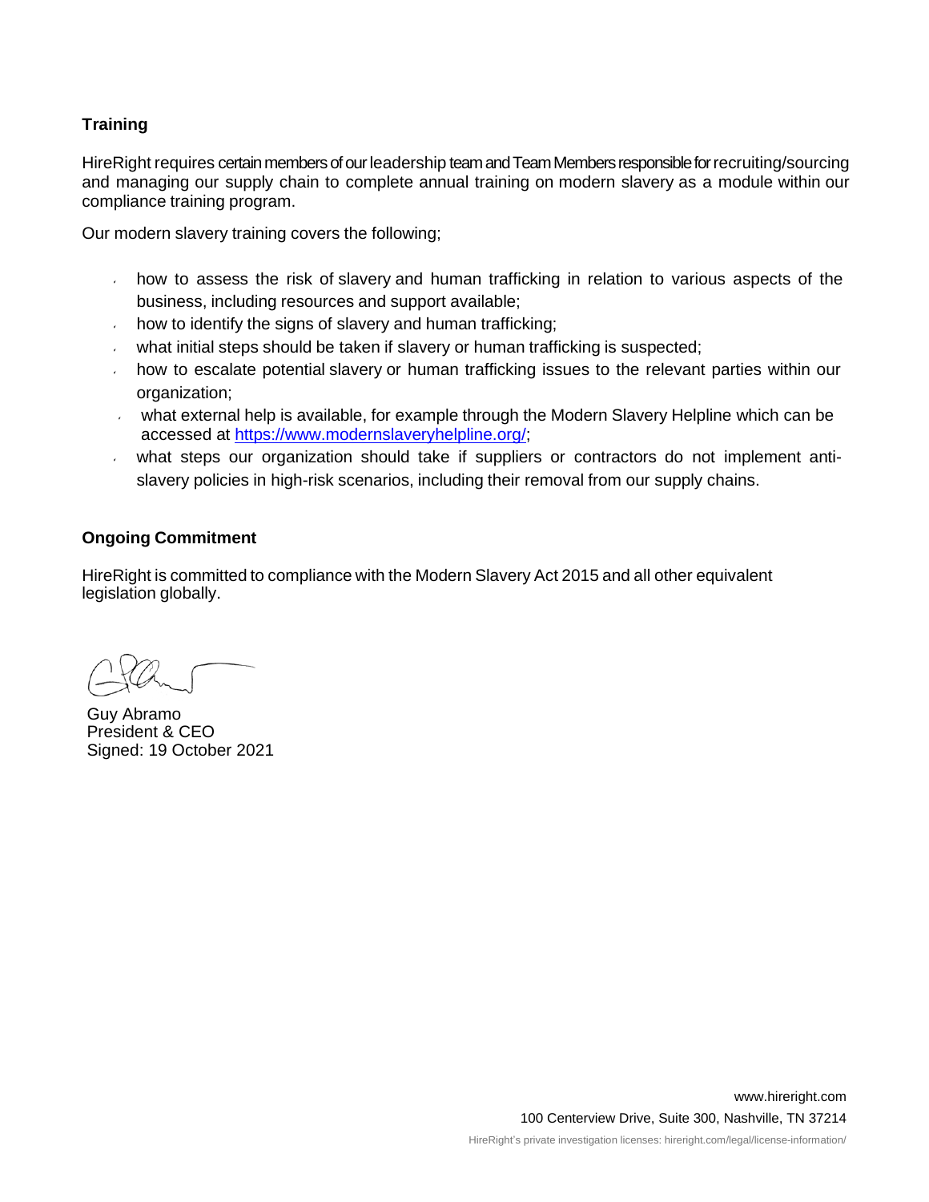## Training

HireRight requires certain members of our leadership team and Team Members responsible for recruiting/sourcing and managing our supply chain to complete annual training on modern slavery as a module within our compliance training program.

Our modern slavery training covers the following;

- how to assess the risk of slavery and human trafficking in relation to various aspects of the business, including resources and support available;
- how to identify the signs of slavery and human trafficking;
- what initial steps should be taken if slavery or human trafficking is suspected;
- how to escalate potential slavery or human trafficking issues to the relevant parties within our organization;
- what external help is available, for example through the Modern Slavery Helpline which can be accessed at https://www.modernslaveryhelpline.org/;
- what steps our organization should take if suppliers or contractors do not implement anti-slavery policies in high-risk scenarios, including their removal from our supply chains.

## Ongoing Commitment

HireRight is committed to compliance with the Modern Slavery Act 2015 and all other equivalent legislation globally.

Guy Abramo
President & CEO
Signed: 19 October 2021

www.hireright.com
100 Centerview Drive, Suite 300, Nashville, TN 37214
HireRight's private investigation licenses: hireright.com/legal/license-information/